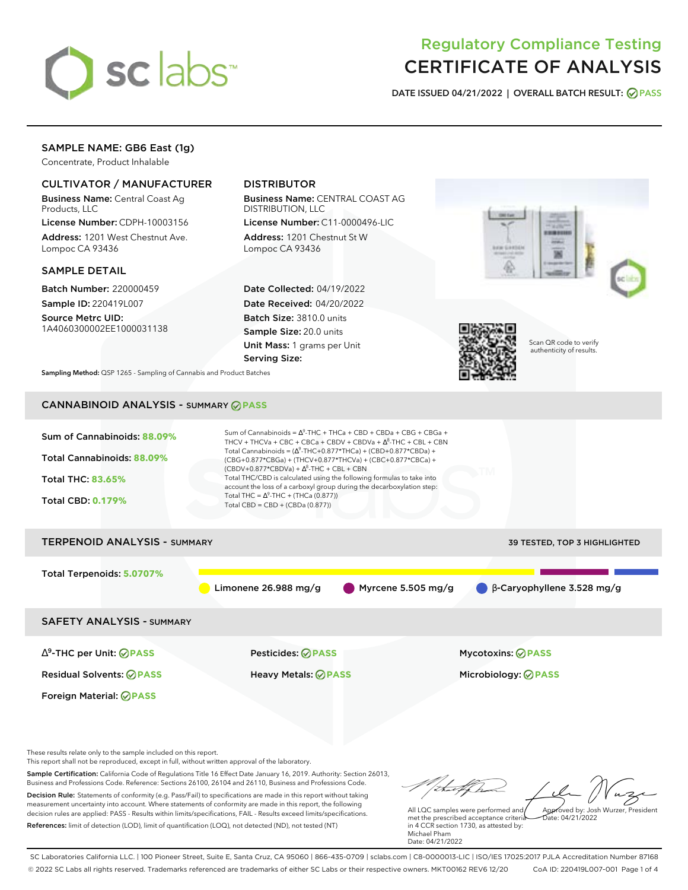# Regulatory Compliance Testing
# CERTIFICATE OF ANALYSIS

DATE ISSUED 04/21/2022 | OVERALL BATCH RESULT: PASS

## SAMPLE NAME: GB6 East (1g)

Concentrate, Product Inhalable

### CULTIVATOR / MANUFACTURER

**Business Name:** Central Coast Ag Products, LLC

**License Number:** CDPH-10003156

**Address:** 1201 West Chestnut Ave. Lompoc CA 93436

### DISTRIBUTOR

**Business Name:** CENTRAL COAST AG DISTRIBUTION, LLC

**License Number:** C11-0000496-LIC

**Address:** 1201 Chestnut St W Lompoc CA 93436

### SAMPLE DETAIL

**Batch Number:** 220000459

**Sample ID:** 220419L007

**Source Metrc UID:** 1A4060300002EE1000031138

**Date Collected:** 04/19/2022

**Date Received:** 04/20/2022

**Batch Size:** 3810.0 units

**Sample Size:** 20.0 units

**Unit Mass:** 1 grams per Unit

**Serving Size:**

Scan QR code to verify authenticity of results.

**Sampling Method:** QSP 1265 - Sampling of Cannabis and Product Batches

## CANNABINOID ANALYSIS - SUMMARY PASS

Sum of Cannabinoids: **88.09%**

Total Cannabinoids: **88.09%**

Total THC: **83.65%**

Total CBD: **0.179%**

Sum of Cannabinoids = $\Delta^9$-THC + THCa + CBD + CBDa + CBG + CBGa + THCV + THCVa + CBC + CBCa + CBDV + CBDVa + $\Delta^8$-THC + CBL + CBN

Total Cannabinoids = ($\Delta^9$-THC+0.877*THCa) + (CBD+0.877*CBDa) + (CBG+0.877*CBGa) + (THCV+0.877*THCVa) + (CBC+0.877*CBCa) + (CBDV+0.877*CBDVa) + $\Delta^8$-THC + CBL + CBN

Total THC/CBD is calculated using the following formulas to take into account the loss of a carboxyl group during the decarboxylation step:

Total THC = $\Delta^9$-THC + (THCa (0.877))

Total CBD = CBD + (CBDa (0.877))

## TERPENOID ANALYSIS - SUMMARY

39 TESTED, TOP 3 HIGHLIGHTED

Total Terpenoids: **5.0707%**

Limonene 26.988 mg/g | Myrcene 5.505 mg/g | β-Caryophyllene 3.528 mg/g

## SAFETY ANALYSIS - SUMMARY

| | | |
|---|---|---|
| $\Delta^9$-THC per Unit: PASS | Pesticides: PASS | Mycotoxins: PASS |
| Residual Solvents: PASS | Heavy Metals: PASS | Microbiology: PASS |
| Foreign Material: PASS | | |

These results relate only to the sample included on this report.
This report shall not be reproduced, except in full, without written approval of the laboratory.

**Sample Certification:** California Code of Regulations Title 16 Effect Date January 16, 2019. Authority: Section 26013, Business and Professions Code. Reference: Sections 26100, 26104 and 26110, Business and Professions Code.

**Decision Rule:** Statements of conformity (e.g. Pass/Fail) to specifications are made in this report without taking measurement uncertainty into account. Where statements of conformity are made in this report, the following decision rules are applied: PASS - Results within limits/specifications, FAIL - Results exceed limits/specifications.

**References:** limit of detection (LOD), limit of quantification (LOQ), not detected (ND), not tested (NT)

All LQC samples were performed and met the prescribed acceptance criteria in 4 CCR section 1730, as attested by: Michael Pham
Date: 04/21/2022

Approved by: Josh Wurzer, President
Date: 04/21/2022

SC Laboratories California LLC. | 100 Pioneer Street, Suite E, Santa Cruz, CA 95060 | 866-435-0709 | sclabs.com | C8-0000013-LIC | ISO/IES 17025:2017 PJLA Accreditation Number 87168
© 2022 SC Labs all rights reserved. Trademarks referenced are trademarks of either SC Labs or their respective owners. MKT00162 REV6 12/20 CoA ID: 220419L007-001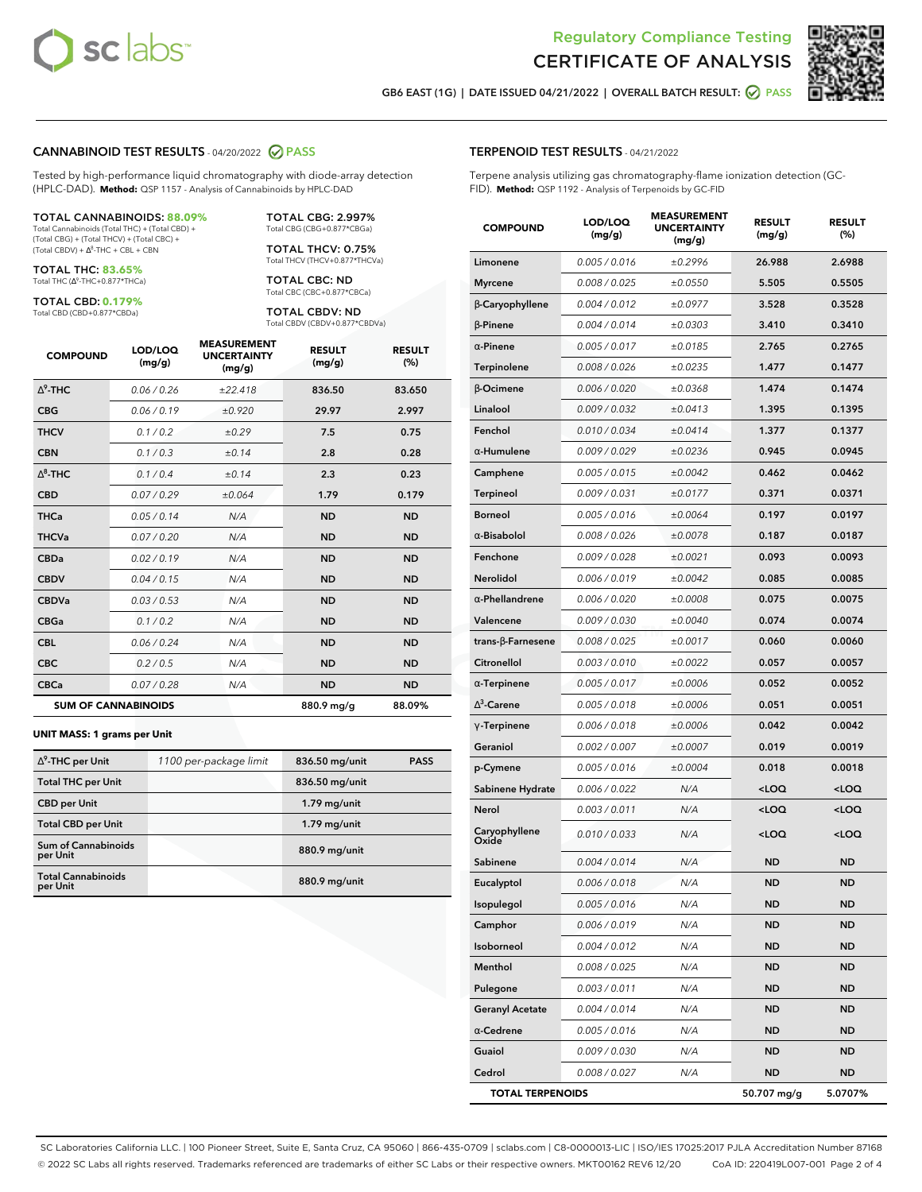Regulatory Compliance Testing

# CERTIFICATE OF ANALYSIS

GB6 EAST (1G) | DATE ISSUED 04/21/2022 | OVERALL BATCH RESULT: PASS

## CANNABINOID TEST RESULTS - 04/20/2022 PASS

Tested by high-performance liquid chromatography with diode-array detection (HPLC-DAD). **Method:** QSP 1157 - Analysis of Cannabinoids by HPLC-DAD

**TOTAL CANNABINOIDS: 88.09%**
Total Cannabinoids (Total THC) + (Total CBD) + (Total CBG) + (Total THCV) + (Total CBC) + (Total CBDV) + $\Delta^8$-THC + CBL + CBN

**TOTAL THC: 83.65%**
Total THC ($\Delta^9$-THC+0.877*THCa)

**TOTAL CBD: 0.179%**
Total CBD (CBD+0.877*CBDa)

**TOTAL CBG: 2.997%**
Total CBG (CBG+0.877*CBGa)

**TOTAL THCV: 0.75%**
Total THCV (THCV+0.877*THCVa)

**TOTAL CBC: ND**
Total CBC (CBC+0.877*CBCa)

**TOTAL CBDV: ND**
Total CBDV (CBDV+0.877*CBDVa)

| COMPOUND | LOD/LOQ (mg/g) | MEASUREMENT UNCERTAINTY (mg/g) | RESULT (mg/g) | RESULT (%) |
|---|---|---|---|---|
| $\Delta^9$-THC | 0.06 / 0.26 | ±22.418 | 836.50 | 83.650 |
| CBG | 0.06 / 0.19 | ±0.920 | 29.97 | 2.997 |
| THCV | 0.1 / 0.2 | ±0.29 | 7.5 | 0.75 |
| CBN | 0.1 / 0.3 | ±0.14 | 2.8 | 0.28 |
| $\Delta^8$-THC | 0.1 / 0.4 | ±0.14 | 2.3 | 0.23 |
| CBD | 0.07 / 0.29 | ±0.064 | 1.79 | 0.179 |
| THCa | 0.05 / 0.14 | N/A | ND | ND |
| THCVa | 0.07 / 0.20 | N/A | ND | ND |
| CBDa | 0.02 / 0.19 | N/A | ND | ND |
| CBDV | 0.04 / 0.15 | N/A | ND | ND |
| CBDVa | 0.03 / 0.53 | N/A | ND | ND |
| CBGa | 0.1 / 0.2 | N/A | ND | ND |
| CBL | 0.06 / 0.24 | N/A | ND | ND |
| CBC | 0.2 / 0.5 | N/A | ND | ND |
| CBCa | 0.07 / 0.28 | N/A | ND | ND |
| **SUM OF CANNABINOIDS** | | | **880.9 mg/g** | **88.09%** |

**UNIT MASS: 1 grams per Unit**

| | | | |
|---|---|---|---|
| $\Delta^9$-THC per Unit | 1100 per-package limit | 836.50 mg/unit | PASS |
| Total THC per Unit | | 836.50 mg/unit | |
| CBD per Unit | | 1.79 mg/unit | |
| Total CBD per Unit | | 1.79 mg/unit | |
| Sum of Cannabinoids per Unit | | 880.9 mg/unit | |
| Total Cannabinoids per Unit | | 880.9 mg/unit | |

## TERPENOID TEST RESULTS - 04/21/2022

Terpene analysis utilizing gas chromatography-flame ionization detection (GC-FID). **Method:** QSP 1192 - Analysis of Terpenoids by GC-FID

| COMPOUND | LOD/LOQ (mg/g) | MEASUREMENT UNCERTAINTY (mg/g) | RESULT (mg/g) | RESULT (%) |
|---|---|---|---|---|
| Limonene | 0.005 / 0.016 | ±0.2996 | 26.988 | 2.6988 |
| Myrcene | 0.008 / 0.025 | ±0.0550 | 5.505 | 0.5505 |
| β-Caryophyllene | 0.004 / 0.012 | ±0.0977 | 3.528 | 0.3528 |
| β-Pinene | 0.004 / 0.014 | ±0.0303 | 3.410 | 0.3410 |
| α-Pinene | 0.005 / 0.017 | ±0.0185 | 2.765 | 0.2765 |
| Terpinolene | 0.008 / 0.026 | ±0.0235 | 1.477 | 0.1477 |
| β-Ocimene | 0.006 / 0.020 | ±0.0368 | 1.474 | 0.1474 |
| Linalool | 0.009 / 0.032 | ±0.0413 | 1.395 | 0.1395 |
| Fenchol | 0.010 / 0.034 | ±0.0414 | 1.377 | 0.1377 |
| α-Humulene | 0.009 / 0.029 | ±0.0236 | 0.945 | 0.0945 |
| Camphene | 0.005 / 0.015 | ±0.0042 | 0.462 | 0.0462 |
| Terpineol | 0.009 / 0.031 | ±0.0177 | 0.371 | 0.0371 |
| Borneol | 0.005 / 0.016 | ±0.0064 | 0.197 | 0.0197 |
| α-Bisabolol | 0.008 / 0.026 | ±0.0078 | 0.187 | 0.0187 |
| Fenchone | 0.009 / 0.028 | ±0.0021 | 0.093 | 0.0093 |
| Nerolidol | 0.006 / 0.019 | ±0.0042 | 0.085 | 0.0085 |
| α-Phellandrene | 0.006 / 0.020 | ±0.0008 | 0.075 | 0.0075 |
| Valencene | 0.009 / 0.030 | ±0.0040 | 0.074 | 0.0074 |
| trans-β-Farnesene | 0.008 / 0.025 | ±0.0017 | 0.060 | 0.0060 |
| Citronellol | 0.003 / 0.010 | ±0.0022 | 0.057 | 0.0057 |
| α-Terpinene | 0.005 / 0.017 | ±0.0006 | 0.052 | 0.0052 |
| $\Delta^3$-Carene | 0.005 / 0.018 | ±0.0006 | 0.051 | 0.0051 |
| γ-Terpinene | 0.006 / 0.018 | ±0.0006 | 0.042 | 0.0042 |
| Geraniol | 0.002 / 0.007 | ±0.0007 | 0.019 | 0.0019 |
| p-Cymene | 0.005 / 0.016 | ±0.0004 | 0.018 | 0.0018 |
| Sabinene Hydrate | 0.006 / 0.022 | N/A | <LOQ | <LOQ |
| Nerol | 0.003 / 0.011 | N/A | <LOQ | <LOQ |
| Caryophyllene Oxide | 0.010 / 0.033 | N/A | <LOQ | <LOQ |
| Sabinene | 0.004 / 0.014 | N/A | ND | ND |
| Eucalyptol | 0.006 / 0.018 | N/A | ND | ND |
| Isopulegol | 0.005 / 0.016 | N/A | ND | ND |
| Camphor | 0.006 / 0.019 | N/A | ND | ND |
| Isoborneol | 0.004 / 0.012 | N/A | ND | ND |
| Menthol | 0.008 / 0.025 | N/A | ND | ND |
| Pulegone | 0.003 / 0.011 | N/A | ND | ND |
| Geranyl Acetate | 0.004 / 0.014 | N/A | ND | ND |
| α-Cedrene | 0.005 / 0.016 | N/A | ND | ND |
| Guaiol | 0.009 / 0.030 | N/A | ND | ND |
| Cedrol | 0.008 / 0.027 | N/A | ND | ND |
| **TOTAL TERPENOIDS** | | | **50.707 mg/g** | **5.0707%** |

SC Laboratories California LLC. | 100 Pioneer Street, Suite E, Santa Cruz, CA 95060 | 866-435-0709 | sclabs.com | C8-0000013-LIC | ISO/IES 17025:2017 PJLA Accreditation Number 87168
© 2022 SC Labs all rights reserved. Trademarks referenced are trademarks of either SC Labs or their respective owners. MKT00162 REV6 12/20 CoA ID: 220419L007-001